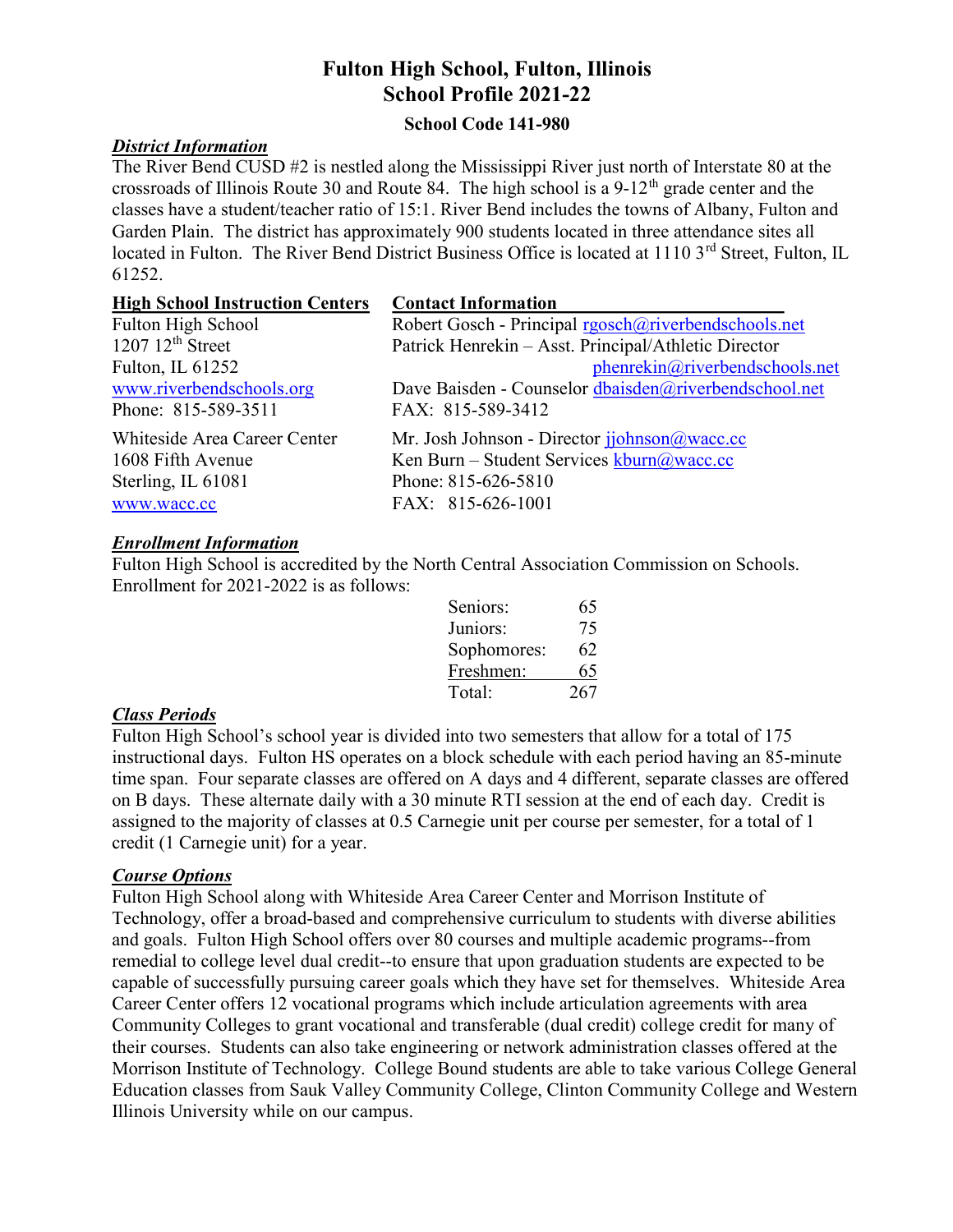# Fulton High School, Fulton, Illinois
# School Profile 2021-22

**School Code 141-980**

## *District Information*

The River Bend CUSD #2 is nestled along the Mississippi River just north of Interstate 80 at the crossroads of Illinois Route 30 and Route 84. The high school is a 9-12th grade center and the classes have a student/teacher ratio of 15:1. River Bend includes the towns of Albany, Fulton and Garden Plain. The district has approximately 900 students located in three attendance sites all located in Fulton. The River Bend District Business Office is located at 1110 3rd Street, Fulton, IL 61252.

| High School Instruction Centers | Contact Information |
|---|---|
| Fulton High School<br>1207 12th Street<br>Fulton, IL 61252<br>www.riverbendschools.org<br>Phone: 815-589-3511 | Robert Gosch - Principal rgosch@riverbendschools.net<br>Patrick Henrekin – Asst. Principal/Athletic Director phenrekin@riverbendschools.net<br>Dave Baisden - Counselor dbaisden@riverbendschool.net<br>FAX: 815-589-3412 |
| Whiteside Area Career Center<br>1608 Fifth Avenue<br>Sterling, IL 61081<br>www.wacc.cc | Mr. Josh Johnson - Director jjohnson@wacc.cc<br>Ken Burn – Student Services kburn@wacc.cc<br>Phone: 815-626-5810<br>FAX: 815-626-1001 |

## *Enrollment Information*

Fulton High School is accredited by the North Central Association Commission on Schools. Enrollment for 2021-2022 is as follows:

| | |
|---|---|
| Seniors: | 65 |
| Juniors: | 75 |
| Sophomores: | 62 |
| Freshmen: | 65 |
| Total: | 267 |

## *Class Periods*

Fulton High School's school year is divided into two semesters that allow for a total of 175 instructional days. Fulton HS operates on a block schedule with each period having an 85-minute time span. Four separate classes are offered on A days and 4 different, separate classes are offered on B days. These alternate daily with a 30 minute RTI session at the end of each day. Credit is assigned to the majority of classes at 0.5 Carnegie unit per course per semester, for a total of 1 credit (1 Carnegie unit) for a year.

## *Course Options*

Fulton High School along with Whiteside Area Career Center and Morrison Institute of Technology, offer a broad-based and comprehensive curriculum to students with diverse abilities and goals. Fulton High School offers over 80 courses and multiple academic programs--from remedial to college level dual credit--to ensure that upon graduation students are expected to be capable of successfully pursuing career goals which they have set for themselves. Whiteside Area Career Center offers 12 vocational programs which include articulation agreements with area Community Colleges to grant vocational and transferable (dual credit) college credit for many of their courses. Students can also take engineering or network administration classes offered at the Morrison Institute of Technology. College Bound students are able to take various College General Education classes from Sauk Valley Community College, Clinton Community College and Western Illinois University while on our campus.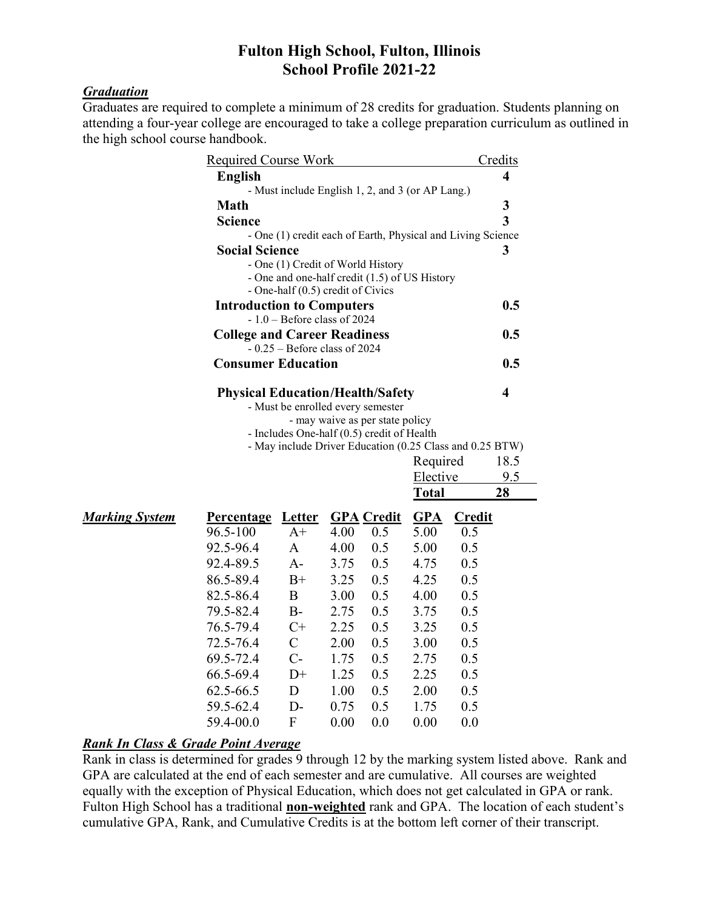# Fulton High School, Fulton, Illinois
## School Profile 2021-22

### ***Graduation***

Graduates are required to complete a minimum of 28 credits for graduation. Students planning on attending a four-year college are encouraged to take a college preparation curriculum as outlined in the high school course handbook.

| Required Course Work | Credits |
|---|---|
| **English** | **4** |
| - Must include English 1, 2, and 3 (or AP Lang.) | |
| **Math** | **3** |
| **Science** | **3** |
| - One (1) credit each of Earth, Physical and Living Science | |
| **Social Science** | **3** |
| - One (1) Credit of World History<br>- One and one-half credit (1.5) of US History<br>- One-half (0.5) credit of Civics | |
| **Introduction to Computers** | **0.5** |
| - 1.0 – Before class of 2024 | |
| **College and Career Readiness** | **0.5** |
| - 0.25 – Before class of 2024 | |
| **Consumer Education** | **0.5** |
| **Physical Education/Health/Safety** | **4** |
| - Must be enrolled every semester<br>- may waive as per state policy<br>- Includes One-half (0.5) credit of Health<br>- May include Driver Education (0.25 Class and 0.25 BTW) | |
| Required | 18.5 |
| Elective | 9.5 |
| **Total** | **28** |

### ***Marking System***

| Percentage | Letter | GPA | Credit | GPA | Credit |
|---|---|---|---|---|---|
| 96.5-100 | A+ | 4.00 | 0.5 | 5.00 | 0.5 |
| 92.5-96.4 | A | 4.00 | 0.5 | 5.00 | 0.5 |
| 92.4-89.5 | A- | 3.75 | 0.5 | 4.75 | 0.5 |
| 86.5-89.4 | B+ | 3.25 | 0.5 | 4.25 | 0.5 |
| 82.5-86.4 | B | 3.00 | 0.5 | 4.00 | 0.5 |
| 79.5-82.4 | B- | 2.75 | 0.5 | 3.75 | 0.5 |
| 76.5-79.4 | C+ | 2.25 | 0.5 | 3.25 | 0.5 |
| 72.5-76.4 | C | 2.00 | 0.5 | 3.00 | 0.5 |
| 69.5-72.4 | C- | 1.75 | 0.5 | 2.75 | 0.5 |
| 66.5-69.4 | D+ | 1.25 | 0.5 | 2.25 | 0.5 |
| 62.5-66.5 | D | 1.00 | 0.5 | 2.00 | 0.5 |
| 59.5-62.4 | D- | 0.75 | 0.5 | 1.75 | 0.5 |
| 59.4-00.0 | F | 0.00 | 0.0 | 0.00 | 0.0 |

### ***Rank In Class & Grade Point Average***

Rank in class is determined for grades 9 through 12 by the marking system listed above. Rank and GPA are calculated at the end of each semester and are cumulative. All courses are weighted equally with the exception of Physical Education, which does not get calculated in GPA or rank. Fulton High School has a traditional **non-weighted** rank and GPA. The location of each student's cumulative GPA, Rank, and Cumulative Credits is at the bottom left corner of their transcript.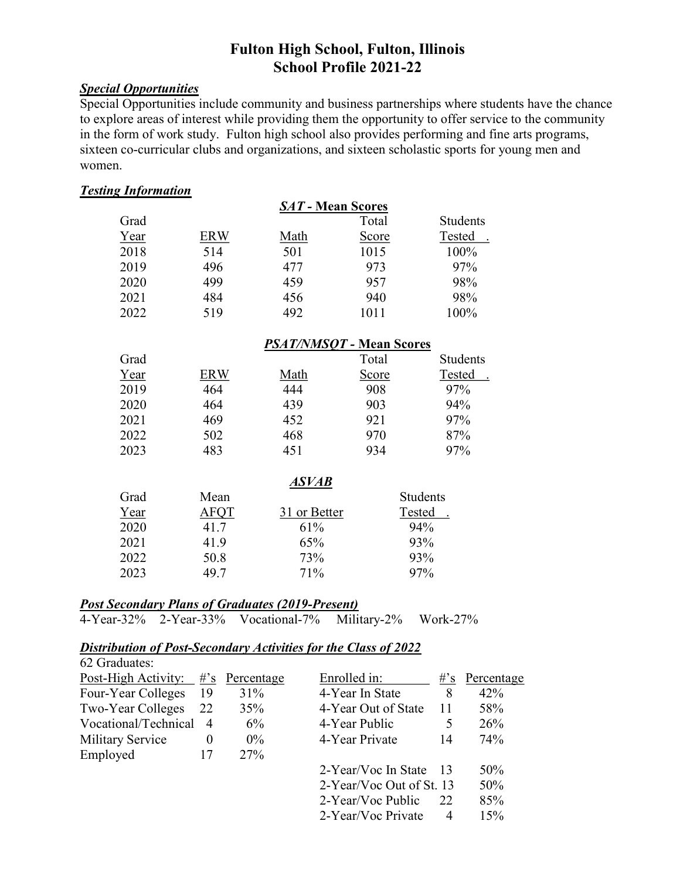# Fulton High School, Fulton, Illinois
# School Profile 2021-22

## ***Special Opportunities***

Special Opportunities include community and business partnerships where students have the chance to explore areas of interest while providing them the opportunity to offer service to the community in the form of work study. Fulton high school also provides performing and fine arts programs, sixteen co-curricular clubs and organizations, and sixteen scholastic sports for young men and women.

## ***Testing Information***

### ***SAT*** - Mean Scores

| Grad Year | ERW | Math | Total Score | Students Tested |
|---|---|---|---|---|
| 2018 | 514 | 501 | 1015 | 100% |
| 2019 | 496 | 477 | 973 | 97% |
| 2020 | 499 | 459 | 957 | 98% |
| 2021 | 484 | 456 | 940 | 98% |
| 2022 | 519 | 492 | 1011 | 100% |

### ***PSAT/NMSQT*** - Mean Scores

| Grad Year | ERW | Math | Total Score | Students Tested |
|---|---|---|---|---|
| 2019 | 464 | 444 | 908 | 97% |
| 2020 | 464 | 439 | 903 | 94% |
| 2021 | 469 | 452 | 921 | 97% |
| 2022 | 502 | 468 | 970 | 87% |
| 2023 | 483 | 451 | 934 | 97% |

### ***ASVAB***

| Grad Year | Mean AFQT | 31 or Better | Students Tested |
|---|---|---|---|
| 2020 | 41.7 | 61% | 94% |
| 2021 | 41.9 | 65% | 93% |
| 2022 | 50.8 | 73% | 93% |
| 2023 | 49.7 | 71% | 97% |

## ***Post Secondary Plans of Graduates (2019-Present)***

4-Year-32% 2-Year-33% Vocational-7% Military-2% Work-27%

## ***Distribution of Post-Secondary Activities for the Class of 2022***

62 Graduates:

| Post-High Activity: | #'s | Percentage |
|---|---|---|
| Four-Year Colleges | 19 | 31% |
| Two-Year Colleges | 22 | 35% |
| Vocational/Technical | 4 | 6% |
| Military Service | 0 | 0% |
| Employed | 17 | 27% |

| Enrolled in: | #'s | Percentage |
|---|---|---|
| 4-Year In State | 8 | 42% |
| 4-Year Out of State | 11 | 58% |
| 4-Year Public | 5 | 26% |
| 4-Year Private | 14 | 74% |
| 2-Year/Voc In State | 13 | 50% |
| 2-Year/Voc Out of St. | 13 | 50% |
| 2-Year/Voc Public | 22 | 85% |
| 2-Year/Voc Private | 4 | 15% |